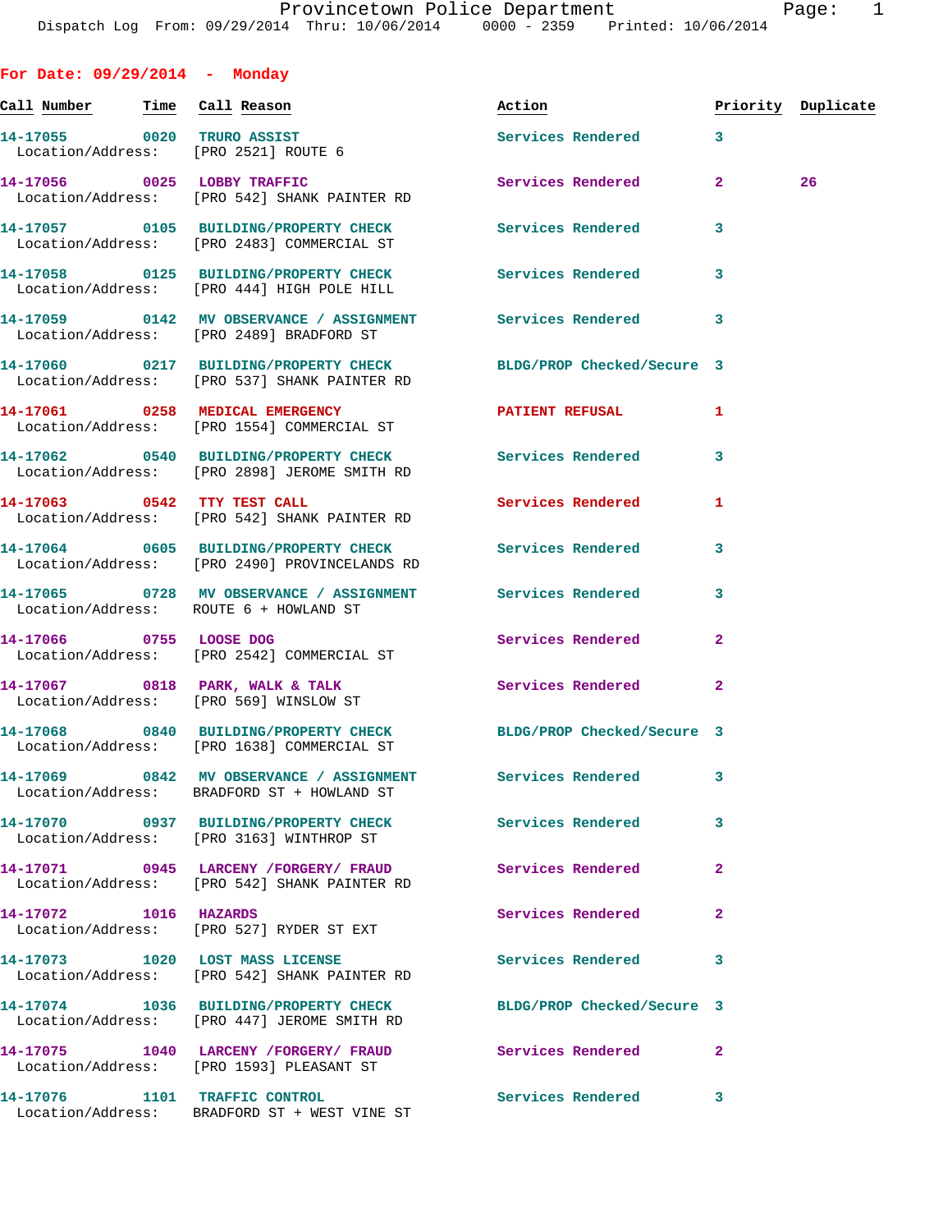# Provincetown Police Department

Dispatch Log From: 09/29/2014 Thru: 10/06/2014 0000 - 2359 Printed: 10/06/2014

## For Date: 09/29/2014 - Monday

| Call Number | Time | Call Reason | Action | Priority | Duplicate |
|---|---|---|---|---|---|
| 14-17055 | 0020 | TRURO ASSIST<br>Location/Address: [PRO 2521] ROUTE 6 | Services Rendered | 3 | |
| 14-17056 | 0025 | LOBBY TRAFFIC<br>Location/Address: [PRO 542] SHANK PAINTER RD | Services Rendered | 2 | 26 |
| 14-17057 | 0105 | BUILDING/PROPERTY CHECK<br>Location/Address: [PRO 2483] COMMERCIAL ST | Services Rendered | 3 | |
| 14-17058 | 0125 | BUILDING/PROPERTY CHECK<br>Location/Address: [PRO 444] HIGH POLE HILL | Services Rendered | 3 | |
| 14-17059 | 0142 | MV OBSERVANCE / ASSIGNMENT<br>Location/Address: [PRO 2489] BRADFORD ST | Services Rendered | 3 | |
| 14-17060 | 0217 | BUILDING/PROPERTY CHECK<br>Location/Address: [PRO 537] SHANK PAINTER RD | BLDG/PROP Checked/Secure | 3 | |
| 14-17061 | 0258 | MEDICAL EMERGENCY<br>Location/Address: [PRO 1554] COMMERCIAL ST | PATIENT REFUSAL | 1 | |
| 14-17062 | 0540 | BUILDING/PROPERTY CHECK<br>Location/Address: [PRO 2898] JEROME SMITH RD | Services Rendered | 3 | |
| 14-17063 | 0542 | TTY TEST CALL<br>Location/Address: [PRO 542] SHANK PAINTER RD | Services Rendered | 1 | |
| 14-17064 | 0605 | BUILDING/PROPERTY CHECK<br>Location/Address: [PRO 2490] PROVINCELANDS RD | Services Rendered | 3 | |
| 14-17065 | 0728 | MV OBSERVANCE / ASSIGNMENT<br>Location/Address: ROUTE 6 + HOWLAND ST | Services Rendered | 3 | |
| 14-17066 | 0755 | LOOSE DOG<br>Location/Address: [PRO 2542] COMMERCIAL ST | Services Rendered | 2 | |
| 14-17067 | 0818 | PARK, WALK & TALK<br>Location/Address: [PRO 569] WINSLOW ST | Services Rendered | 2 | |
| 14-17068 | 0840 | BUILDING/PROPERTY CHECK<br>Location/Address: [PRO 1638] COMMERCIAL ST | BLDG/PROP Checked/Secure | 3 | |
| 14-17069 | 0842 | MV OBSERVANCE / ASSIGNMENT<br>Location/Address: BRADFORD ST + HOWLAND ST | Services Rendered | 3 | |
| 14-17070 | 0937 | BUILDING/PROPERTY CHECK<br>Location/Address: [PRO 3163] WINTHROP ST | Services Rendered | 3 | |
| 14-17071 | 0945 | LARCENY /FORGERY/ FRAUD<br>Location/Address: [PRO 542] SHANK PAINTER RD | Services Rendered | 2 | |
| 14-17072 | 1016 | HAZARDS<br>Location/Address: [PRO 527] RYDER ST EXT | Services Rendered | 2 | |
| 14-17073 | 1020 | LOST MASS LICENSE<br>Location/Address: [PRO 542] SHANK PAINTER RD | Services Rendered | 3 | |
| 14-17074 | 1036 | BUILDING/PROPERTY CHECK<br>Location/Address: [PRO 447] JEROME SMITH RD | BLDG/PROP Checked/Secure | 3 | |
| 14-17075 | 1040 | LARCENY /FORGERY/ FRAUD<br>Location/Address: [PRO 1593] PLEASANT ST | Services Rendered | 2 | |
| 14-17076 | 1101 | TRAFFIC CONTROL<br>Location/Address: BRADFORD ST + WEST VINE ST | Services Rendered | 3 | |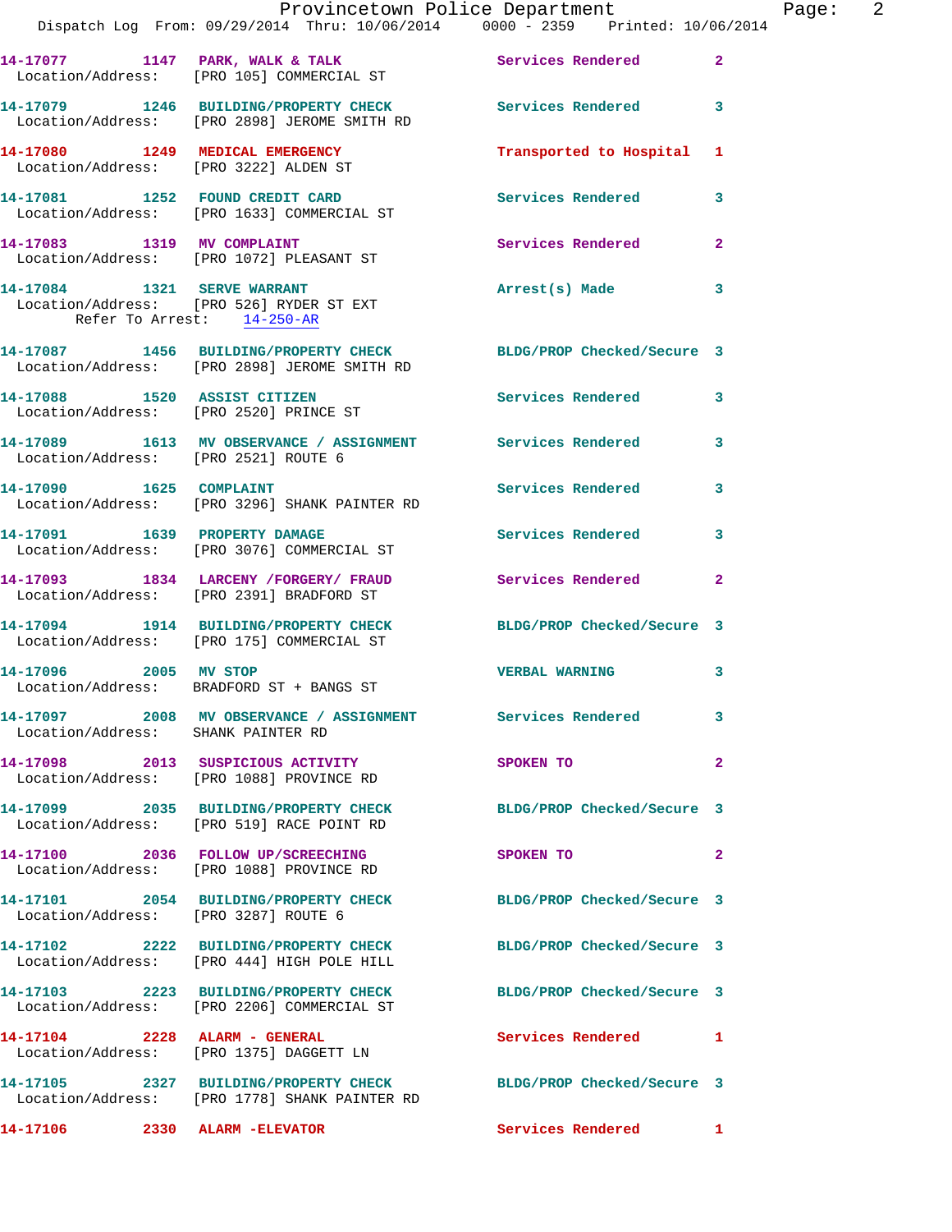14-17077 1147 PARK, WALK & TALK Services Rendered 2
Location/Address: [PRO 105] COMMERCIAL ST

14-17079 1246 BUILDING/PROPERTY CHECK Services Rendered 3
Location/Address: [PRO 2898] JEROME SMITH RD

14-17080 1249 MEDICAL EMERGENCY Transported to Hospital 1
Location/Address: [PRO 3222] ALDEN ST

14-17081 1252 FOUND CREDIT CARD Services Rendered 3
Location/Address: [PRO 1633] COMMERCIAL ST

14-17083 1319 MV COMPLAINT Services Rendered 2
Location/Address: [PRO 1072] PLEASANT ST

14-17084 1321 SERVE WARRANT Arrest(s) Made 3
Location/Address: [PRO 526] RYDER ST EXT
Refer To Arrest: 14-250-AR

14-17087 1456 BUILDING/PROPERTY CHECK BLDG/PROP Checked/Secure 3
Location/Address: [PRO 2898] JEROME SMITH RD

14-17088 1520 ASSIST CITIZEN Services Rendered 3
Location/Address: [PRO 2520] PRINCE ST

14-17089 1613 MV OBSERVANCE / ASSIGNMENT Services Rendered 3
Location/Address: [PRO 2521] ROUTE 6

14-17090 1625 COMPLAINT Services Rendered 3
Location/Address: [PRO 3296] SHANK PAINTER RD

14-17091 1639 PROPERTY DAMAGE Services Rendered 3
Location/Address: [PRO 3076] COMMERCIAL ST

14-17093 1834 LARCENY /FORGERY/ FRAUD Services Rendered 2
Location/Address: [PRO 2391] BRADFORD ST

14-17094 1914 BUILDING/PROPERTY CHECK BLDG/PROP Checked/Secure 3
Location/Address: [PRO 175] COMMERCIAL ST

14-17096 2005 MV STOP VERBAL WARNING 3
Location/Address: BRADFORD ST + BANGS ST

14-17097 2008 MV OBSERVANCE / ASSIGNMENT Services Rendered 3
Location/Address: SHANK PAINTER RD

14-17098 2013 SUSPICIOUS ACTIVITY SPOKEN TO 2
Location/Address: [PRO 1088] PROVINCE RD

14-17099 2035 BUILDING/PROPERTY CHECK BLDG/PROP Checked/Secure 3
Location/Address: [PRO 519] RACE POINT RD

14-17100 2036 FOLLOW UP/SCREECHING SPOKEN TO 2
Location/Address: [PRO 1088] PROVINCE RD

14-17101 2054 BUILDING/PROPERTY CHECK BLDG/PROP Checked/Secure 3
Location/Address: [PRO 3287] ROUTE 6

14-17102 2222 BUILDING/PROPERTY CHECK BLDG/PROP Checked/Secure 3
Location/Address: [PRO 444] HIGH POLE HILL

14-17103 2223 BUILDING/PROPERTY CHECK BLDG/PROP Checked/Secure 3
Location/Address: [PRO 2206] COMMERCIAL ST

14-17104 2228 ALARM - GENERAL Services Rendered 1
Location/Address: [PRO 1375] DAGGETT LN

14-17105 2327 BUILDING/PROPERTY CHECK BLDG/PROP Checked/Secure 3
Location/Address: [PRO 1778] SHANK PAINTER RD

14-17106 2330 ALARM -ELEVATOR Services Rendered 1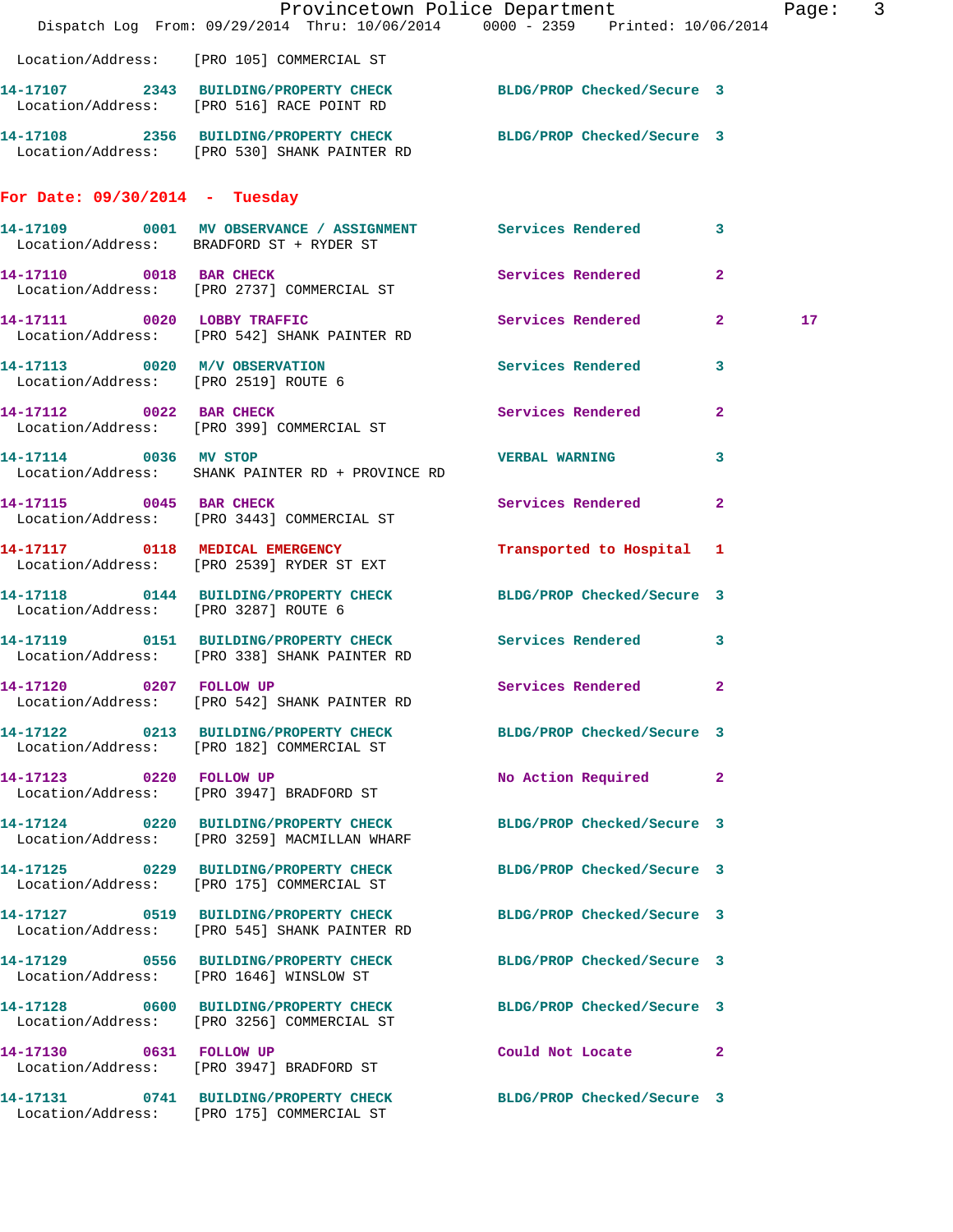Location/Address: [PRO 105] COMMERCIAL ST

| Call # | Time | Call Reason | Action | Priority | |
|---|---|---|---|---|---|
| 14-17107 | 2343 | BUILDING/PROPERTY CHECK | BLDG/PROP Checked/Secure | 3 | |
| Location/Address: | | [PRO 516] RACE POINT RD | | | |
| 14-17108 | 2356 | BUILDING/PROPERTY CHECK | BLDG/PROP Checked/Secure | 3 | |
| Location/Address: | | [PRO 530] SHANK PAINTER RD | | | |

## For Date: 09/30/2014 - Tuesday

| Call # | Time | Call Reason | Action | Priority | |
|---|---|---|---|---|---|
| 14-17109 | 0001 | MV OBSERVANCE / ASSIGNMENT | Services Rendered | 3 | |
| Location/Address: | | BRADFORD ST + RYDER ST | | | |
| 14-17110 | 0018 | BAR CHECK | Services Rendered | 2 | |
| Location/Address: | | [PRO 2737] COMMERCIAL ST | | | |
| 14-17111 | 0020 | LOBBY TRAFFIC | Services Rendered | 2 | 17 |
| Location/Address: | | [PRO 542] SHANK PAINTER RD | | | |
| 14-17113 | 0020 | M/V OBSERVATION | Services Rendered | 3 | |
| Location/Address: | | [PRO 2519] ROUTE 6 | | | |
| 14-17112 | 0022 | BAR CHECK | Services Rendered | 2 | |
| Location/Address: | | [PRO 399] COMMERCIAL ST | | | |
| 14-17114 | 0036 | MV STOP | VERBAL WARNING | 3 | |
| Location/Address: | | SHANK PAINTER RD + PROVINCE RD | | | |
| 14-17115 | 0045 | BAR CHECK | Services Rendered | 2 | |
| Location/Address: | | [PRO 3443] COMMERCIAL ST | | | |
| 14-17117 | 0118 | MEDICAL EMERGENCY | Transported to Hospital | 1 | |
| Location/Address: | | [PRO 2539] RYDER ST EXT | | | |
| 14-17118 | 0144 | BUILDING/PROPERTY CHECK | BLDG/PROP Checked/Secure | 3 | |
| Location/Address: | | [PRO 3287] ROUTE 6 | | | |
| 14-17119 | 0151 | BUILDING/PROPERTY CHECK | Services Rendered | 3 | |
| Location/Address: | | [PRO 338] SHANK PAINTER RD | | | |
| 14-17120 | 0207 | FOLLOW UP | Services Rendered | 2 | |
| Location/Address: | | [PRO 542] SHANK PAINTER RD | | | |
| 14-17122 | 0213 | BUILDING/PROPERTY CHECK | BLDG/PROP Checked/Secure | 3 | |
| Location/Address: | | [PRO 182] COMMERCIAL ST | | | |
| 14-17123 | 0220 | FOLLOW UP | No Action Required | 2 | |
| Location/Address: | | [PRO 3947] BRADFORD ST | | | |
| 14-17124 | 0220 | BUILDING/PROPERTY CHECK | BLDG/PROP Checked/Secure | 3 | |
| Location/Address: | | [PRO 3259] MACMILLAN WHARF | | | |
| 14-17125 | 0229 | BUILDING/PROPERTY CHECK | BLDG/PROP Checked/Secure | 3 | |
| Location/Address: | | [PRO 175] COMMERCIAL ST | | | |
| 14-17127 | 0519 | BUILDING/PROPERTY CHECK | BLDG/PROP Checked/Secure | 3 | |
| Location/Address: | | [PRO 545] SHANK PAINTER RD | | | |
| 14-17129 | 0556 | BUILDING/PROPERTY CHECK | BLDG/PROP Checked/Secure | 3 | |
| Location/Address: | | [PRO 1646] WINSLOW ST | | | |
| 14-17128 | 0600 | BUILDING/PROPERTY CHECK | BLDG/PROP Checked/Secure | 3 | |
| Location/Address: | | [PRO 3256] COMMERCIAL ST | | | |
| 14-17130 | 0631 | FOLLOW UP | Could Not Locate | 2 | |
| Location/Address: | | [PRO 3947] BRADFORD ST | | | |
| 14-17131 | 0741 | BUILDING/PROPERTY CHECK | BLDG/PROP Checked/Secure | 3 | |
| Location/Address: | | [PRO 175] COMMERCIAL ST | | | |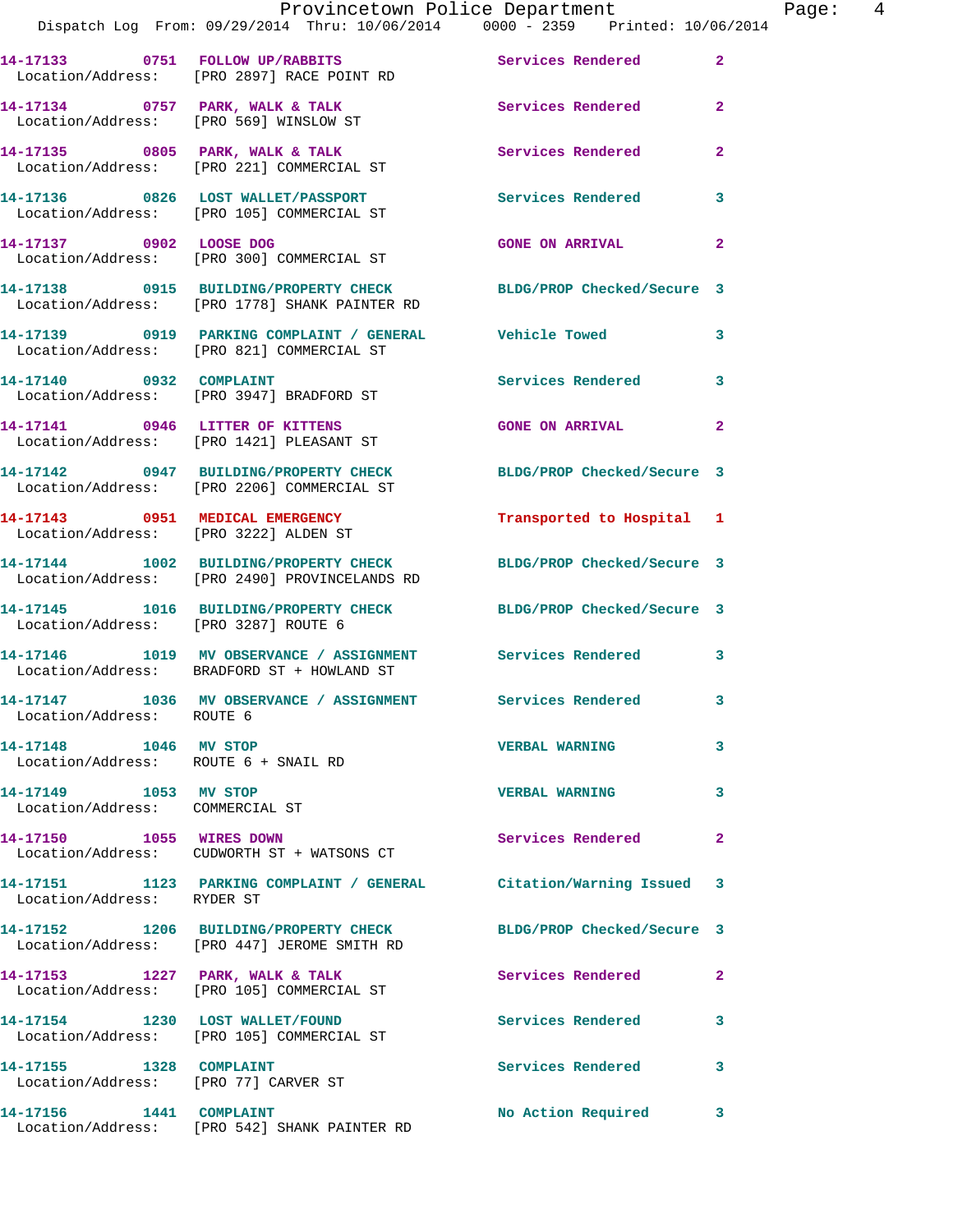14-17133 0751 FOLLOW UP/RABBITS Services Rendered 2
Location/Address: [PRO 2897] RACE POINT RD

14-17134 0757 PARK, WALK & TALK Services Rendered 2
Location/Address: [PRO 569] WINSLOW ST

14-17135 0805 PARK, WALK & TALK Services Rendered 2
Location/Address: [PRO 221] COMMERCIAL ST

14-17136 0826 LOST WALLET/PASSPORT Services Rendered 3
Location/Address: [PRO 105] COMMERCIAL ST

14-17137 0902 LOOSE DOG GONE ON ARRIVAL 2
Location/Address: [PRO 300] COMMERCIAL ST

14-17138 0915 BUILDING/PROPERTY CHECK BLDG/PROP Checked/Secure 3
Location/Address: [PRO 1778] SHANK PAINTER RD

14-17139 0919 PARKING COMPLAINT / GENERAL Vehicle Towed 3
Location/Address: [PRO 821] COMMERCIAL ST

14-17140 0932 COMPLAINT Services Rendered 3
Location/Address: [PRO 3947] BRADFORD ST

14-17141 0946 LITTER OF KITTENS GONE ON ARRIVAL 2
Location/Address: [PRO 1421] PLEASANT ST

14-17142 0947 BUILDING/PROPERTY CHECK BLDG/PROP Checked/Secure 3
Location/Address: [PRO 2206] COMMERCIAL ST

14-17143 0951 MEDICAL EMERGENCY Transported to Hospital 1
Location/Address: [PRO 3222] ALDEN ST

14-17144 1002 BUILDING/PROPERTY CHECK BLDG/PROP Checked/Secure 3
Location/Address: [PRO 2490] PROVINCELANDS RD

14-17145 1016 BUILDING/PROPERTY CHECK BLDG/PROP Checked/Secure 3
Location/Address: [PRO 3287] ROUTE 6

14-17146 1019 MV OBSERVANCE / ASSIGNMENT Services Rendered 3
Location/Address: BRADFORD ST + HOWLAND ST

14-17147 1036 MV OBSERVANCE / ASSIGNMENT Services Rendered 3
Location/Address: ROUTE 6

14-17148 1046 MV STOP VERBAL WARNING 3
Location/Address: ROUTE 6 + SNAIL RD

14-17149 1053 MV STOP VERBAL WARNING 3
Location/Address: COMMERCIAL ST

14-17150 1055 WIRES DOWN Services Rendered 2
Location/Address: CUDWORTH ST + WATSONS CT

14-17151 1123 PARKING COMPLAINT / GENERAL Citation/Warning Issued 3
Location/Address: RYDER ST

14-17152 1206 BUILDING/PROPERTY CHECK BLDG/PROP Checked/Secure 3
Location/Address: [PRO 447] JEROME SMITH RD

14-17153 1227 PARK, WALK & TALK Services Rendered 2
Location/Address: [PRO 105] COMMERCIAL ST

14-17154 1230 LOST WALLET/FOUND Services Rendered 3
Location/Address: [PRO 105] COMMERCIAL ST

14-17155 1328 COMPLAINT Services Rendered 3
Location/Address: [PRO 77] CARVER ST

14-17156 1441 COMPLAINT No Action Required 3
Location/Address: [PRO 542] SHANK PAINTER RD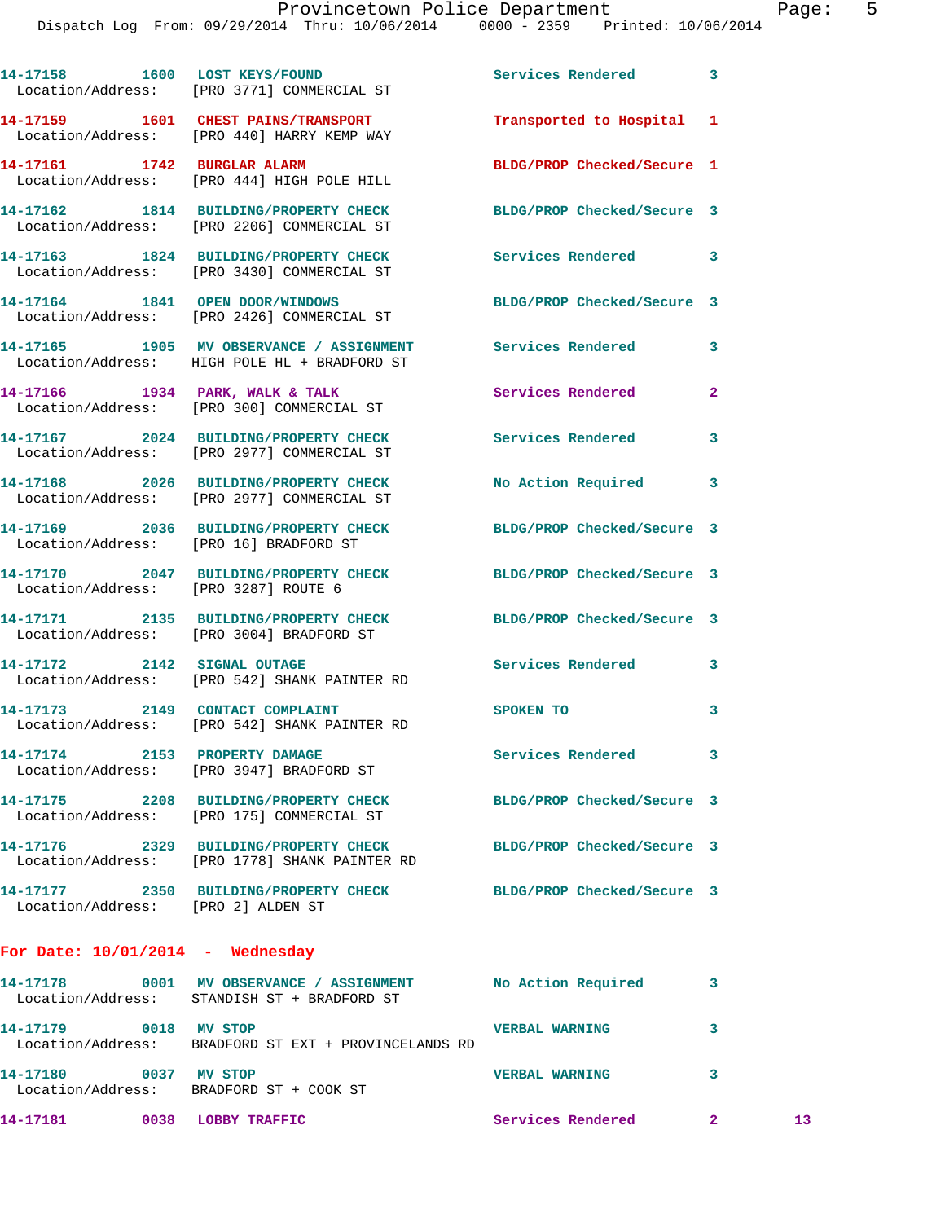14-17158 1600 LOST KEYS/FOUND Services Rendered 3
Location/Address: [PRO 3771] COMMERCIAL ST

14-17159 1601 CHEST PAINS/TRANSPORT Transported to Hospital 1
Location/Address: [PRO 440] HARRY KEMP WAY

14-17161 1742 BURGLAR ALARM BLDG/PROP Checked/Secure 1
Location/Address: [PRO 444] HIGH POLE HILL

14-17162 1814 BUILDING/PROPERTY CHECK BLDG/PROP Checked/Secure 3
Location/Address: [PRO 2206] COMMERCIAL ST

14-17163 1824 BUILDING/PROPERTY CHECK Services Rendered 3
Location/Address: [PRO 3430] COMMERCIAL ST

14-17164 1841 OPEN DOOR/WINDOWS BLDG/PROP Checked/Secure 3
Location/Address: [PRO 2426] COMMERCIAL ST

14-17165 1905 MV OBSERVANCE / ASSIGNMENT Services Rendered 3
Location/Address: HIGH POLE HL + BRADFORD ST

14-17166 1934 PARK, WALK & TALK Services Rendered 2
Location/Address: [PRO 300] COMMERCIAL ST

14-17167 2024 BUILDING/PROPERTY CHECK Services Rendered 3
Location/Address: [PRO 2977] COMMERCIAL ST

14-17168 2026 BUILDING/PROPERTY CHECK No Action Required 3
Location/Address: [PRO 2977] COMMERCIAL ST

14-17169 2036 BUILDING/PROPERTY CHECK BLDG/PROP Checked/Secure 3
Location/Address: [PRO 16] BRADFORD ST

14-17170 2047 BUILDING/PROPERTY CHECK BLDG/PROP Checked/Secure 3
Location/Address: [PRO 3287] ROUTE 6

14-17171 2135 BUILDING/PROPERTY CHECK BLDG/PROP Checked/Secure 3
Location/Address: [PRO 3004] BRADFORD ST

14-17172 2142 SIGNAL OUTAGE Services Rendered 3
Location/Address: [PRO 542] SHANK PAINTER RD

14-17173 2149 CONTACT COMPLAINT SPOKEN TO 3
Location/Address: [PRO 542] SHANK PAINTER RD

14-17174 2153 PROPERTY DAMAGE Services Rendered 3
Location/Address: [PRO 3947] BRADFORD ST

14-17175 2208 BUILDING/PROPERTY CHECK BLDG/PROP Checked/Secure 3
Location/Address: [PRO 175] COMMERCIAL ST

14-17176 2329 BUILDING/PROPERTY CHECK BLDG/PROP Checked/Secure 3
Location/Address: [PRO 1778] SHANK PAINTER RD

14-17177 2350 BUILDING/PROPERTY CHECK BLDG/PROP Checked/Secure 3
Location/Address: [PRO 2] ALDEN ST

## For Date: 10/01/2014 - Wednesday

14-17178 0001 MV OBSERVANCE / ASSIGNMENT No Action Required 3
Location/Address: STANDISH ST + BRADFORD ST

14-17179 0018 MV STOP VERBAL WARNING 3
Location/Address: BRADFORD ST EXT + PROVINCELANDS RD

14-17180 0037 MV STOP VERBAL WARNING 3
Location/Address: BRADFORD ST + COOK ST

14-17181 0038 LOBBY TRAFFIC Services Rendered 2 13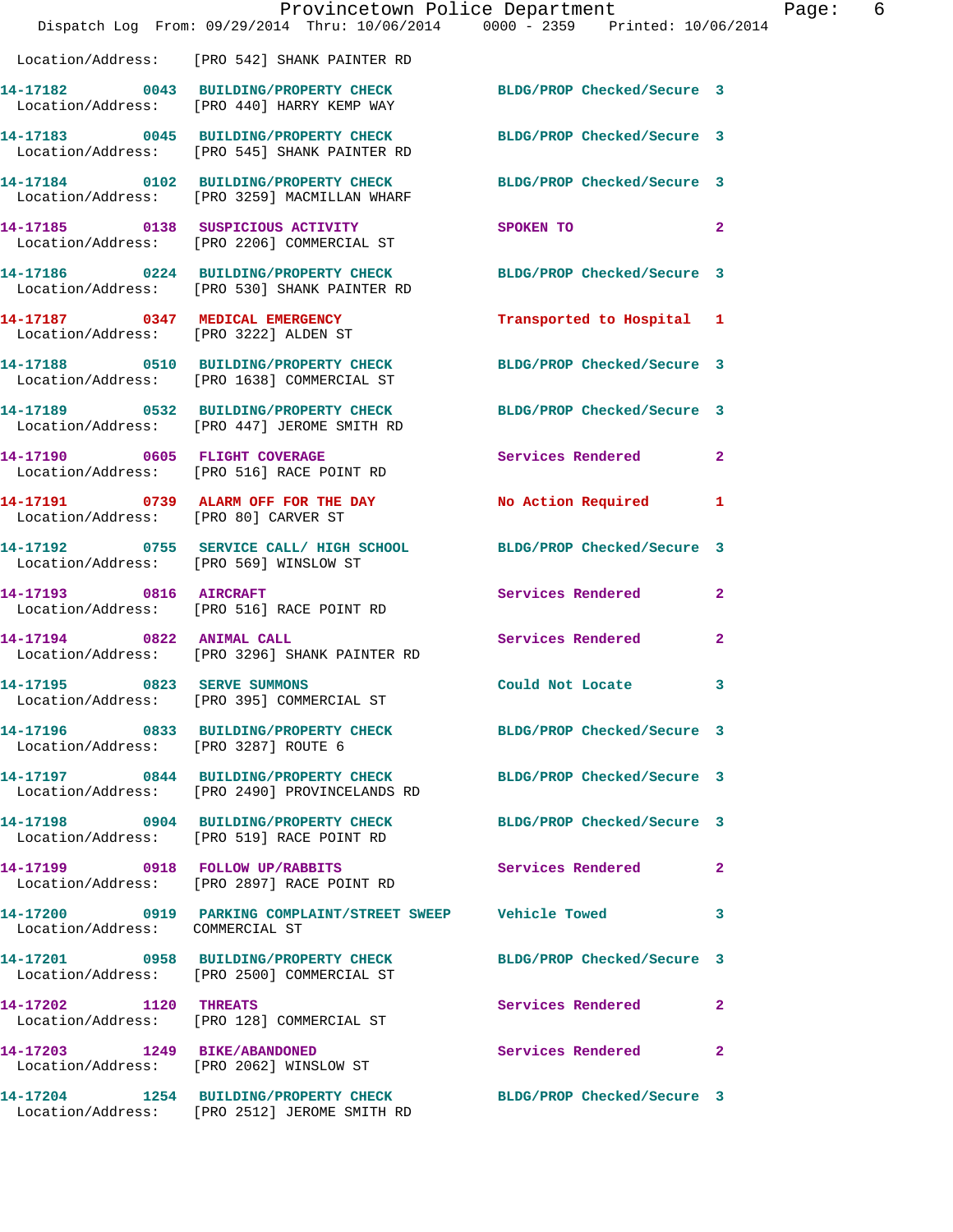Location/Address: [PRO 542] SHANK PAINTER RD

| Call # | Time | Call Type | Disposition | Priority |
|---|---|---|---|---|
| 14-17182 | 0043 | BUILDING/PROPERTY CHECK | BLDG/PROP Checked/Secure | 3 |
| Location/Address: | | [PRO 440] HARRY KEMP WAY | | |
| 14-17183 | 0045 | BUILDING/PROPERTY CHECK | BLDG/PROP Checked/Secure | 3 |
| Location/Address: | | [PRO 545] SHANK PAINTER RD | | |
| 14-17184 | 0102 | BUILDING/PROPERTY CHECK | BLDG/PROP Checked/Secure | 3 |
| Location/Address: | | [PRO 3259] MACMILLAN WHARF | | |
| 14-17185 | 0138 | SUSPICIOUS ACTIVITY | SPOKEN TO | 2 |
| Location/Address: | | [PRO 2206] COMMERCIAL ST | | |
| 14-17186 | 0224 | BUILDING/PROPERTY CHECK | BLDG/PROP Checked/Secure | 3 |
| Location/Address: | | [PRO 530] SHANK PAINTER RD | | |
| 14-17187 | 0347 | MEDICAL EMERGENCY | Transported to Hospital | 1 |
| Location/Address: | | [PRO 3222] ALDEN ST | | |
| 14-17188 | 0510 | BUILDING/PROPERTY CHECK | BLDG/PROP Checked/Secure | 3 |
| Location/Address: | | [PRO 1638] COMMERCIAL ST | | |
| 14-17189 | 0532 | BUILDING/PROPERTY CHECK | BLDG/PROP Checked/Secure | 3 |
| Location/Address: | | [PRO 447] JEROME SMITH RD | | |
| 14-17190 | 0605 | FLIGHT COVERAGE | Services Rendered | 2 |
| Location/Address: | | [PRO 516] RACE POINT RD | | |
| 14-17191 | 0739 | ALARM OFF FOR THE DAY | No Action Required | 1 |
| Location/Address: | | [PRO 80] CARVER ST | | |
| 14-17192 | 0755 | SERVICE CALL/ HIGH SCHOOL | BLDG/PROP Checked/Secure | 3 |
| Location/Address: | | [PRO 569] WINSLOW ST | | |
| 14-17193 | 0816 | AIRCRAFT | Services Rendered | 2 |
| Location/Address: | | [PRO 516] RACE POINT RD | | |
| 14-17194 | 0822 | ANIMAL CALL | Services Rendered | 2 |
| Location/Address: | | [PRO 3296] SHANK PAINTER RD | | |
| 14-17195 | 0823 | SERVE SUMMONS | Could Not Locate | 3 |
| Location/Address: | | [PRO 395] COMMERCIAL ST | | |
| 14-17196 | 0833 | BUILDING/PROPERTY CHECK | BLDG/PROP Checked/Secure | 3 |
| Location/Address: | | [PRO 3287] ROUTE 6 | | |
| 14-17197 | 0844 | BUILDING/PROPERTY CHECK | BLDG/PROP Checked/Secure | 3 |
| Location/Address: | | [PRO 2490] PROVINCELANDS RD | | |
| 14-17198 | 0904 | BUILDING/PROPERTY CHECK | BLDG/PROP Checked/Secure | 3 |
| Location/Address: | | [PRO 519] RACE POINT RD | | |
| 14-17199 | 0918 | FOLLOW UP/RABBITS | Services Rendered | 2 |
| Location/Address: | | [PRO 2897] RACE POINT RD | | |
| 14-17200 | 0919 | PARKING COMPLAINT/STREET SWEEP | Vehicle Towed | 3 |
| Location/Address: | | COMMERCIAL ST | | |
| 14-17201 | 0958 | BUILDING/PROPERTY CHECK | BLDG/PROP Checked/Secure | 3 |
| Location/Address: | | [PRO 2500] COMMERCIAL ST | | |
| 14-17202 | 1120 | THREATS | Services Rendered | 2 |
| Location/Address: | | [PRO 128] COMMERCIAL ST | | |
| 14-17203 | 1249 | BIKE/ABANDONED | Services Rendered | 2 |
| Location/Address: | | [PRO 2062] WINSLOW ST | | |
| 14-17204 | 1254 | BUILDING/PROPERTY CHECK | BLDG/PROP Checked/Secure | 3 |
| Location/Address: | | [PRO 2512] JEROME SMITH RD | | |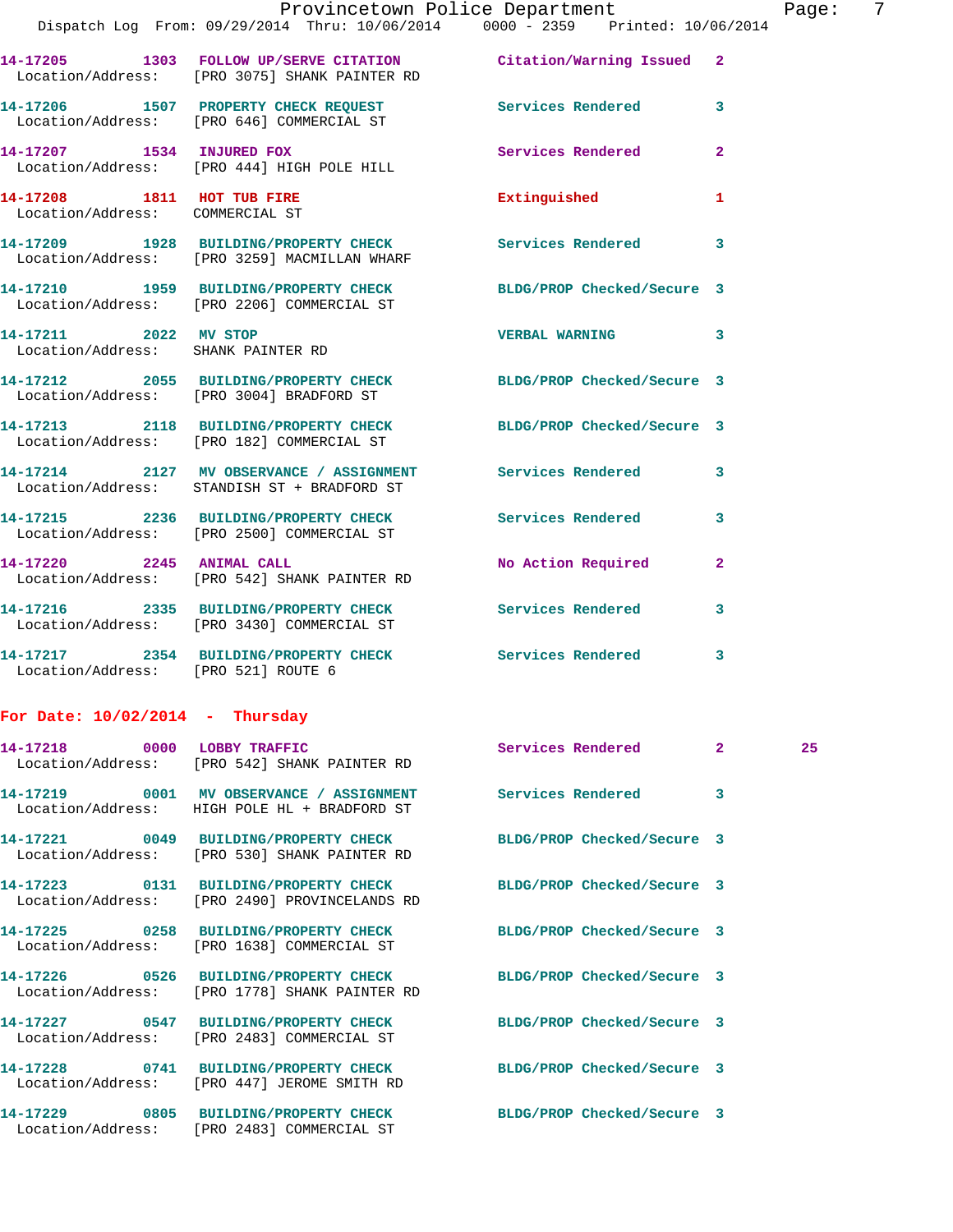14-17205 1303 FOLLOW UP/SERVE CITATION Citation/Warning Issued 2
Location/Address: [PRO 3075] SHANK PAINTER RD

14-17206 1507 PROPERTY CHECK REQUEST Services Rendered 3
Location/Address: [PRO 646] COMMERCIAL ST

14-17207 1534 INJURED FOX Services Rendered 2
Location/Address: [PRO 444] HIGH POLE HILL

14-17208 1811 HOT TUB FIRE Extinguished 1
Location/Address: COMMERCIAL ST

14-17209 1928 BUILDING/PROPERTY CHECK Services Rendered 3
Location/Address: [PRO 3259] MACMILLAN WHARF

14-17210 1959 BUILDING/PROPERTY CHECK BLDG/PROP Checked/Secure 3
Location/Address: [PRO 2206] COMMERCIAL ST

14-17211 2022 MV STOP VERBAL WARNING 3
Location/Address: SHANK PAINTER RD

14-17212 2055 BUILDING/PROPERTY CHECK BLDG/PROP Checked/Secure 3
Location/Address: [PRO 3004] BRADFORD ST

14-17213 2118 BUILDING/PROPERTY CHECK BLDG/PROP Checked/Secure 3
Location/Address: [PRO 182] COMMERCIAL ST

14-17214 2127 MV OBSERVANCE / ASSIGNMENT Services Rendered 3
Location/Address: STANDISH ST + BRADFORD ST

14-17215 2236 BUILDING/PROPERTY CHECK Services Rendered 3
Location/Address: [PRO 2500] COMMERCIAL ST

14-17220 2245 ANIMAL CALL No Action Required 2
Location/Address: [PRO 542] SHANK PAINTER RD

14-17216 2335 BUILDING/PROPERTY CHECK Services Rendered 3
Location/Address: [PRO 3430] COMMERCIAL ST

14-17217 2354 BUILDING/PROPERTY CHECK Services Rendered 3
Location/Address: [PRO 521] ROUTE 6

## For Date: 10/02/2014 - Thursday

14-17218 0000 LOBBY TRAFFIC Services Rendered 2 25
Location/Address: [PRO 542] SHANK PAINTER RD

14-17219 0001 MV OBSERVANCE / ASSIGNMENT Services Rendered 3
Location/Address: HIGH POLE HL + BRADFORD ST

14-17221 0049 BUILDING/PROPERTY CHECK BLDG/PROP Checked/Secure 3
Location/Address: [PRO 530] SHANK PAINTER RD

14-17223 0131 BUILDING/PROPERTY CHECK BLDG/PROP Checked/Secure 3
Location/Address: [PRO 2490] PROVINCELANDS RD

14-17225 0258 BUILDING/PROPERTY CHECK BLDG/PROP Checked/Secure 3
Location/Address: [PRO 1638] COMMERCIAL ST

14-17226 0526 BUILDING/PROPERTY CHECK BLDG/PROP Checked/Secure 3
Location/Address: [PRO 1778] SHANK PAINTER RD

14-17227 0547 BUILDING/PROPERTY CHECK BLDG/PROP Checked/Secure 3
Location/Address: [PRO 2483] COMMERCIAL ST

14-17228 0741 BUILDING/PROPERTY CHECK BLDG/PROP Checked/Secure 3
Location/Address: [PRO 447] JEROME SMITH RD

14-17229 0805 BUILDING/PROPERTY CHECK BLDG/PROP Checked/Secure 3
Location/Address: [PRO 2483] COMMERCIAL ST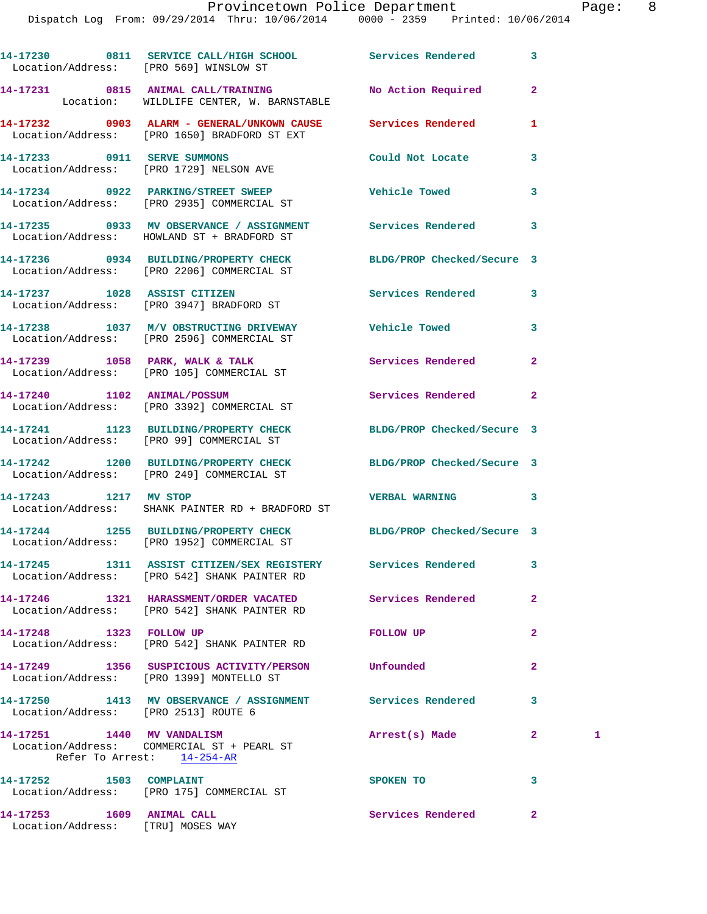14-17230 0811 SERVICE CALL/HIGH SCHOOL Services Rendered 3
Location/Address: [PRO 569] WINSLOW ST

14-17231 0815 ANIMAL CALL/TRAINING No Action Required 2
Location: WILDLIFE CENTER, W. BARNSTABLE

14-17232 0903 ALARM - GENERAL/UNKOWN CAUSE Services Rendered 1
Location/Address: [PRO 1650] BRADFORD ST EXT

14-17233 0911 SERVE SUMMONS Could Not Locate 3
Location/Address: [PRO 1729] NELSON AVE

14-17234 0922 PARKING/STREET SWEEP Vehicle Towed 3
Location/Address: [PRO 2935] COMMERCIAL ST

14-17235 0933 MV OBSERVANCE / ASSIGNMENT Services Rendered 3
Location/Address: HOWLAND ST + BRADFORD ST

14-17236 0934 BUILDING/PROPERTY CHECK BLDG/PROP Checked/Secure 3
Location/Address: [PRO 2206] COMMERCIAL ST

14-17237 1028 ASSIST CITIZEN Services Rendered 3
Location/Address: [PRO 3947] BRADFORD ST

14-17238 1037 M/V OBSTRUCTING DRIVEWAY Vehicle Towed 3
Location/Address: [PRO 2596] COMMERCIAL ST

14-17239 1058 PARK, WALK & TALK Services Rendered 2
Location/Address: [PRO 105] COMMERCIAL ST

14-17240 1102 ANIMAL/POSSUM Services Rendered 2
Location/Address: [PRO 3392] COMMERCIAL ST

14-17241 1123 BUILDING/PROPERTY CHECK BLDG/PROP Checked/Secure 3
Location/Address: [PRO 99] COMMERCIAL ST

14-17242 1200 BUILDING/PROPERTY CHECK BLDG/PROP Checked/Secure 3
Location/Address: [PRO 249] COMMERCIAL ST

14-17243 1217 MV STOP VERBAL WARNING 3
Location/Address: SHANK PAINTER RD + BRADFORD ST

14-17244 1255 BUILDING/PROPERTY CHECK BLDG/PROP Checked/Secure 3
Location/Address: [PRO 1952] COMMERCIAL ST

14-17245 1311 ASSIST CITIZEN/SEX REGISTERY Services Rendered 3
Location/Address: [PRO 542] SHANK PAINTER RD

14-17246 1321 HARASSMENT/ORDER VACATED Services Rendered 2
Location/Address: [PRO 542] SHANK PAINTER RD

14-17248 1323 FOLLOW UP FOLLOW UP 2
Location/Address: [PRO 542] SHANK PAINTER RD

14-17249 1356 SUSPICIOUS ACTIVITY/PERSON Unfounded 2
Location/Address: [PRO 1399] MONTELLO ST

14-17250 1413 MV OBSERVANCE / ASSIGNMENT Services Rendered 3
Location/Address: [PRO 2513] ROUTE 6

14-17251 1440 MV VANDALISM Arrest(s) Made 2 1
Location/Address: COMMERCIAL ST + PEARL ST
Refer To Arrest: 14-254-AR

14-17252 1503 COMPLAINT SPOKEN TO 3
Location/Address: [PRO 175] COMMERCIAL ST

14-17253 1609 ANIMAL CALL Services Rendered 2
Location/Address: [TRU] MOSES WAY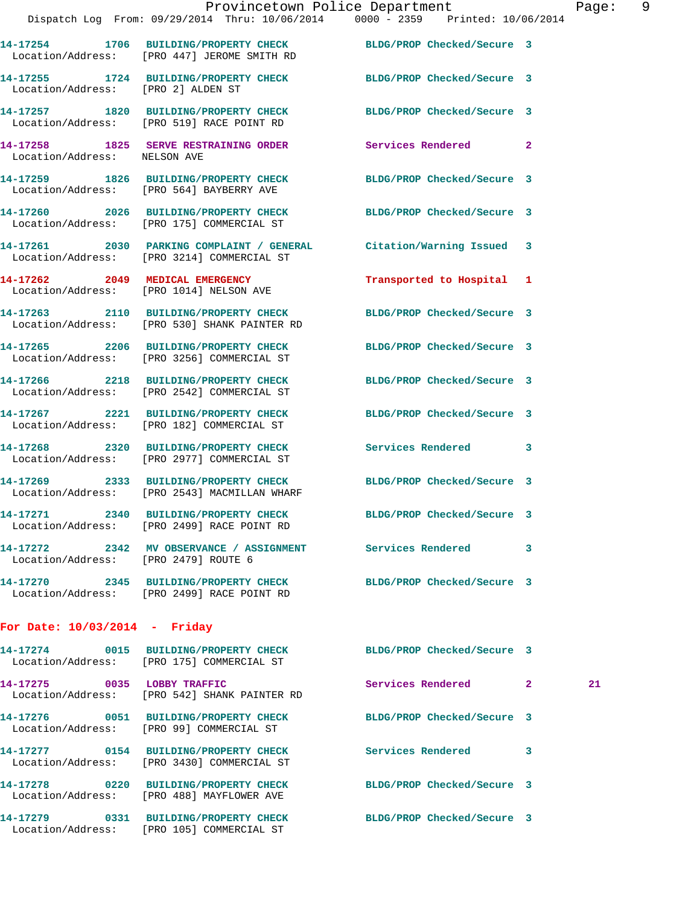14-17254 1706 BUILDING/PROPERTY CHECK BLDG/PROP Checked/Secure 3
Location/Address: [PRO 447] JEROME SMITH RD

14-17255 1724 BUILDING/PROPERTY CHECK BLDG/PROP Checked/Secure 3
Location/Address: [PRO 2] ALDEN ST

14-17257 1820 BUILDING/PROPERTY CHECK BLDG/PROP Checked/Secure 3
Location/Address: [PRO 519] RACE POINT RD

14-17258 1825 SERVE RESTRAINING ORDER Services Rendered 2
Location/Address: NELSON AVE

14-17259 1826 BUILDING/PROPERTY CHECK BLDG/PROP Checked/Secure 3
Location/Address: [PRO 564] BAYBERRY AVE

14-17260 2026 BUILDING/PROPERTY CHECK BLDG/PROP Checked/Secure 3
Location/Address: [PRO 175] COMMERCIAL ST

14-17261 2030 PARKING COMPLAINT / GENERAL Citation/Warning Issued 3
Location/Address: [PRO 3214] COMMERCIAL ST

14-17262 2049 MEDICAL EMERGENCY Transported to Hospital 1
Location/Address: [PRO 1014] NELSON AVE

14-17263 2110 BUILDING/PROPERTY CHECK BLDG/PROP Checked/Secure 3
Location/Address: [PRO 530] SHANK PAINTER RD

14-17265 2206 BUILDING/PROPERTY CHECK BLDG/PROP Checked/Secure 3
Location/Address: [PRO 3256] COMMERCIAL ST

14-17266 2218 BUILDING/PROPERTY CHECK BLDG/PROP Checked/Secure 3
Location/Address: [PRO 2542] COMMERCIAL ST

14-17267 2221 BUILDING/PROPERTY CHECK BLDG/PROP Checked/Secure 3
Location/Address: [PRO 182] COMMERCIAL ST

14-17268 2320 BUILDING/PROPERTY CHECK Services Rendered 3
Location/Address: [PRO 2977] COMMERCIAL ST

14-17269 2333 BUILDING/PROPERTY CHECK BLDG/PROP Checked/Secure 3
Location/Address: [PRO 2543] MACMILLAN WHARF

14-17271 2340 BUILDING/PROPERTY CHECK BLDG/PROP Checked/Secure 3
Location/Address: [PRO 2499] RACE POINT RD

14-17272 2342 MV OBSERVANCE / ASSIGNMENT Services Rendered 3
Location/Address: [PRO 2479] ROUTE 6

14-17270 2345 BUILDING/PROPERTY CHECK BLDG/PROP Checked/Secure 3
Location/Address: [PRO 2499] RACE POINT RD

**For Date: 10/03/2014 - Friday**

14-17274 0015 BUILDING/PROPERTY CHECK BLDG/PROP Checked/Secure 3
Location/Address: [PRO 175] COMMERCIAL ST

14-17275 0035 LOBBY TRAFFIC Services Rendered 2 21
Location/Address: [PRO 542] SHANK PAINTER RD

14-17276 0051 BUILDING/PROPERTY CHECK BLDG/PROP Checked/Secure 3
Location/Address: [PRO 99] COMMERCIAL ST

14-17277 0154 BUILDING/PROPERTY CHECK Services Rendered 3
Location/Address: [PRO 3430] COMMERCIAL ST

14-17278 0220 BUILDING/PROPERTY CHECK BLDG/PROP Checked/Secure 3
Location/Address: [PRO 488] MAYFLOWER AVE

14-17279 0331 BUILDING/PROPERTY CHECK BLDG/PROP Checked/Secure 3
Location/Address: [PRO 105] COMMERCIAL ST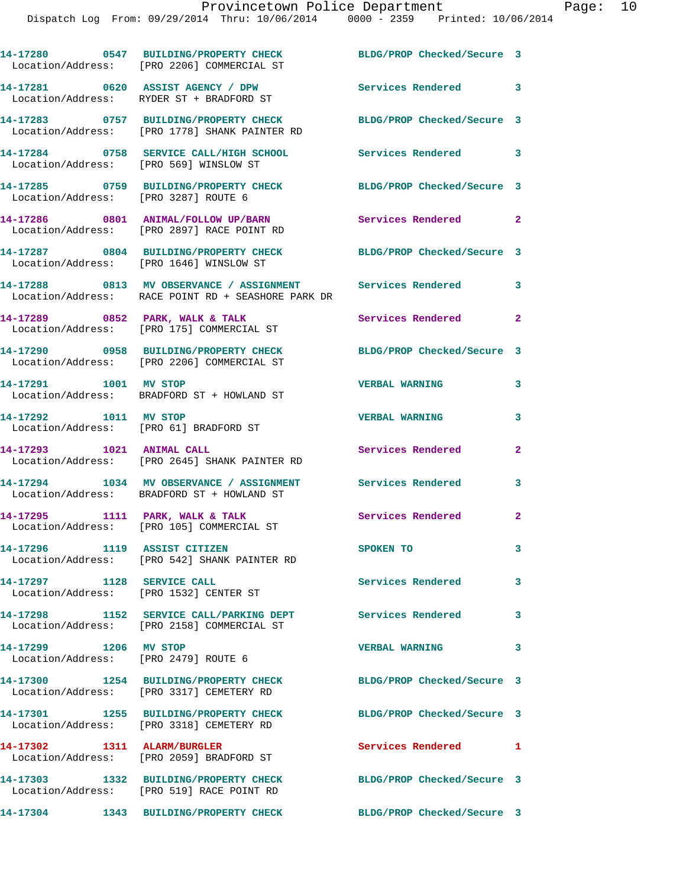| Call # | Time | Call Type | Disposition | Priority |
| --- | --- | --- | --- | --- |
| 14-17280 | 0547 | BUILDING/PROPERTY CHECK | BLDG/PROP Checked/Secure | 3 |
| | | Location/Address: [PRO 2206] COMMERCIAL ST | | |
| 14-17281 | 0620 | ASSIST AGENCY / DPW | Services Rendered | 3 |
| | | Location/Address: RYDER ST + BRADFORD ST | | |
| 14-17283 | 0757 | BUILDING/PROPERTY CHECK | BLDG/PROP Checked/Secure | 3 |
| | | Location/Address: [PRO 1778] SHANK PAINTER RD | | |
| 14-17284 | 0758 | SERVICE CALL/HIGH SCHOOL | Services Rendered | 3 |
| | | Location/Address: [PRO 569] WINSLOW ST | | |
| 14-17285 | 0759 | BUILDING/PROPERTY CHECK | BLDG/PROP Checked/Secure | 3 |
| | | Location/Address: [PRO 3287] ROUTE 6 | | |
| 14-17286 | 0801 | ANIMAL/FOLLOW UP/BARN | Services Rendered | 2 |
| | | Location/Address: [PRO 2897] RACE POINT RD | | |
| 14-17287 | 0804 | BUILDING/PROPERTY CHECK | BLDG/PROP Checked/Secure | 3 |
| | | Location/Address: [PRO 1646] WINSLOW ST | | |
| 14-17288 | 0813 | MV OBSERVANCE / ASSIGNMENT | Services Rendered | 3 |
| | | Location/Address: RACE POINT RD + SEASHORE PARK DR | | |
| 14-17289 | 0852 | PARK, WALK & TALK | Services Rendered | 2 |
| | | Location/Address: [PRO 175] COMMERCIAL ST | | |
| 14-17290 | 0958 | BUILDING/PROPERTY CHECK | BLDG/PROP Checked/Secure | 3 |
| | | Location/Address: [PRO 2206] COMMERCIAL ST | | |
| 14-17291 | 1001 | MV STOP | VERBAL WARNING | 3 |
| | | Location/Address: BRADFORD ST + HOWLAND ST | | |
| 14-17292 | 1011 | MV STOP | VERBAL WARNING | 3 |
| | | Location/Address: [PRO 61] BRADFORD ST | | |
| 14-17293 | 1021 | ANIMAL CALL | Services Rendered | 2 |
| | | Location/Address: [PRO 2645] SHANK PAINTER RD | | |
| 14-17294 | 1034 | MV OBSERVANCE / ASSIGNMENT | Services Rendered | 3 |
| | | Location/Address: BRADFORD ST + HOWLAND ST | | |
| 14-17295 | 1111 | PARK, WALK & TALK | Services Rendered | 2 |
| | | Location/Address: [PRO 105] COMMERCIAL ST | | |
| 14-17296 | 1119 | ASSIST CITIZEN | SPOKEN TO | 3 |
| | | Location/Address: [PRO 542] SHANK PAINTER RD | | |
| 14-17297 | 1128 | SERVICE CALL | Services Rendered | 3 |
| | | Location/Address: [PRO 1532] CENTER ST | | |
| 14-17298 | 1152 | SERVICE CALL/PARKING DEPT | Services Rendered | 3 |
| | | Location/Address: [PRO 2158] COMMERCIAL ST | | |
| 14-17299 | 1206 | MV STOP | VERBAL WARNING | 3 |
| | | Location/Address: [PRO 2479] ROUTE 6 | | |
| 14-17300 | 1254 | BUILDING/PROPERTY CHECK | BLDG/PROP Checked/Secure | 3 |
| | | Location/Address: [PRO 3317] CEMETERY RD | | |
| 14-17301 | 1255 | BUILDING/PROPERTY CHECK | BLDG/PROP Checked/Secure | 3 |
| | | Location/Address: [PRO 3318] CEMETERY RD | | |
| 14-17302 | 1311 | ALARM/BURGLER | Services Rendered | 1 |
| | | Location/Address: [PRO 2059] BRADFORD ST | | |
| 14-17303 | 1332 | BUILDING/PROPERTY CHECK | BLDG/PROP Checked/Secure | 3 |
| | | Location/Address: [PRO 519] RACE POINT RD | | |
| 14-17304 | 1343 | BUILDING/PROPERTY CHECK | BLDG/PROP Checked/Secure | 3 |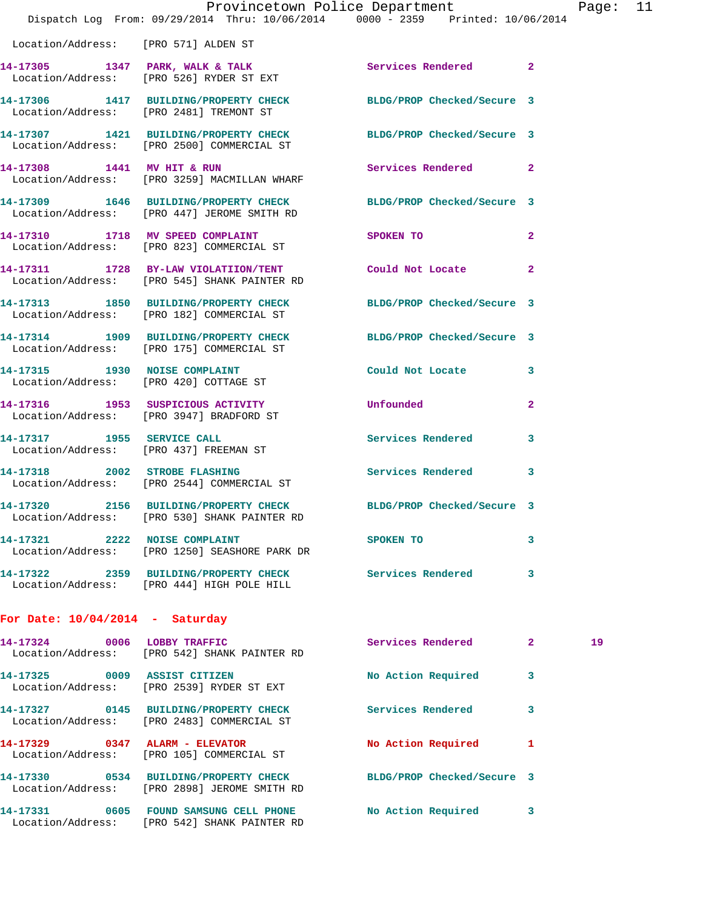Location/Address: [PRO 571] ALDEN ST

**14-17305** 1347 **PARK, WALK & TALK** Services Rendered 2
Location/Address: [PRO 526] RYDER ST EXT

**14-17306** 1417 **BUILDING/PROPERTY CHECK** BLDG/PROP Checked/Secure 3
Location/Address: [PRO 2481] TREMONT ST

**14-17307** 1421 **BUILDING/PROPERTY CHECK** BLDG/PROP Checked/Secure 3
Location/Address: [PRO 2500] COMMERCIAL ST

**14-17308** 1441 **MV HIT & RUN** Services Rendered 2
Location/Address: [PRO 3259] MACMILLAN WHARF

**14-17309** 1646 **BUILDING/PROPERTY CHECK** BLDG/PROP Checked/Secure 3
Location/Address: [PRO 447] JEROME SMITH RD

**14-17310** 1718 **MV SPEED COMPLAINT** SPOKEN TO 2
Location/Address: [PRO 823] COMMERCIAL ST

**14-17311** 1728 **BY-LAW VIOLATIION/TENT** Could Not Locate 2
Location/Address: [PRO 545] SHANK PAINTER RD

**14-17313** 1850 **BUILDING/PROPERTY CHECK** BLDG/PROP Checked/Secure 3
Location/Address: [PRO 182] COMMERCIAL ST

**14-17314** 1909 **BUILDING/PROPERTY CHECK** BLDG/PROP Checked/Secure 3
Location/Address: [PRO 175] COMMERCIAL ST

**14-17315** 1930 **NOISE COMPLAINT** Could Not Locate 3
Location/Address: [PRO 420] COTTAGE ST

**14-17316** 1953 **SUSPICIOUS ACTIVITY** Unfounded 2
Location/Address: [PRO 3947] BRADFORD ST

**14-17317** 1955 **SERVICE CALL** Services Rendered 3
Location/Address: [PRO 437] FREEMAN ST

**14-17318** 2002 **STROBE FLASHING** Services Rendered 3
Location/Address: [PRO 2544] COMMERCIAL ST

**14-17320** 2156 **BUILDING/PROPERTY CHECK** BLDG/PROP Checked/Secure 3
Location/Address: [PRO 530] SHANK PAINTER RD

**14-17321** 2222 **NOISE COMPLAINT** SPOKEN TO 3
Location/Address: [PRO 1250] SEASHORE PARK DR

**14-17322** 2359 **BUILDING/PROPERTY CHECK** Services Rendered 3
Location/Address: [PRO 444] HIGH POLE HILL

## For Date: 10/04/2014 - Saturday

**14-17324** 0006 **LOBBY TRAFFIC** Services Rendered 2 19
Location/Address: [PRO 542] SHANK PAINTER RD

**14-17325** 0009 **ASSIST CITIZEN** No Action Required 3
Location/Address: [PRO 2539] RYDER ST EXT

**14-17327** 0145 **BUILDING/PROPERTY CHECK** Services Rendered 3
Location/Address: [PRO 2483] COMMERCIAL ST

**14-17329** 0347 **ALARM - ELEVATOR** No Action Required 1
Location/Address: [PRO 105] COMMERCIAL ST

**14-17330** 0534 **BUILDING/PROPERTY CHECK** BLDG/PROP Checked/Secure 3
Location/Address: [PRO 2898] JEROME SMITH RD

**14-17331** 0605 **FOUND SAMSUNG CELL PHONE** No Action Required 3
Location/Address: [PRO 542] SHANK PAINTER RD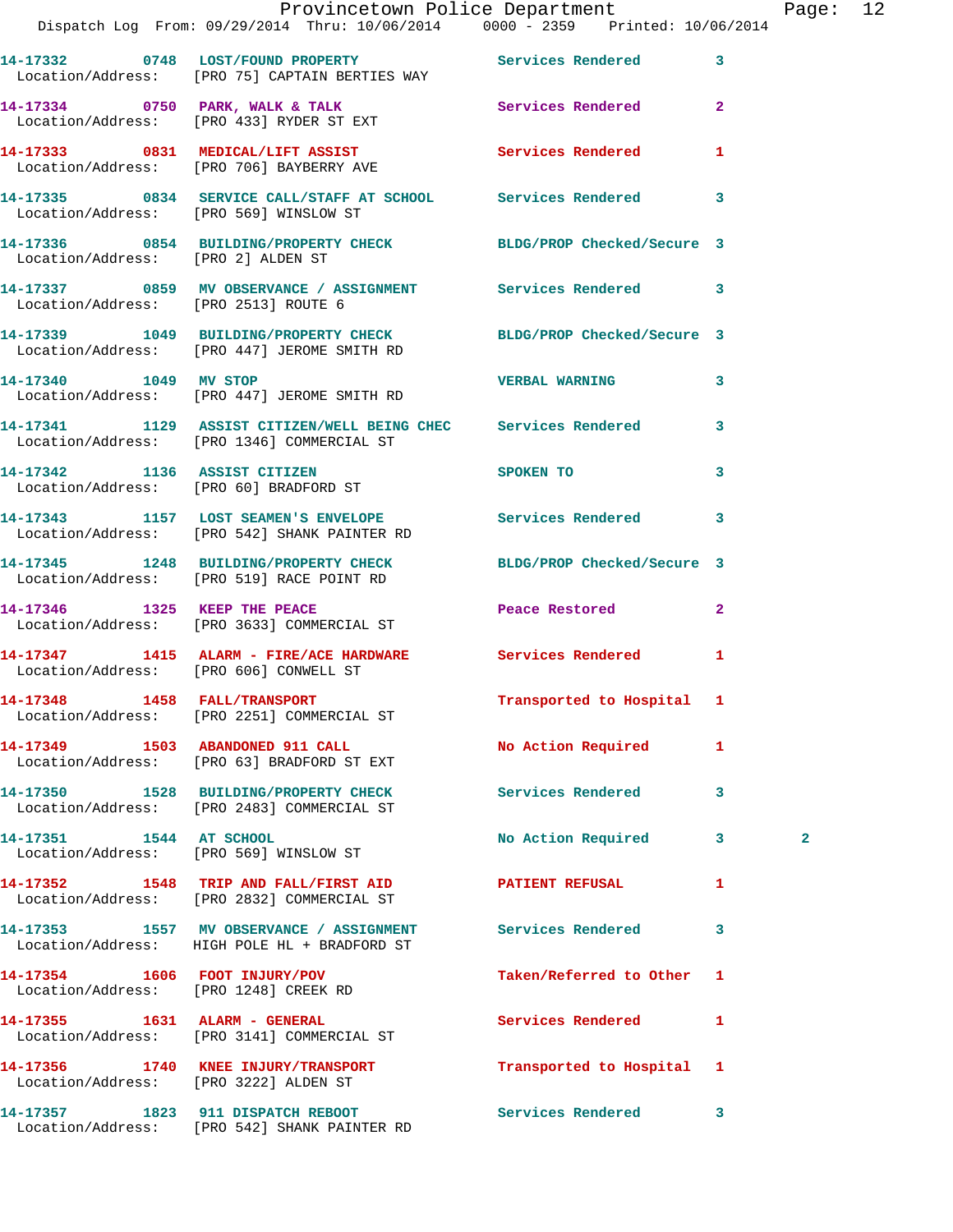14-17332 0748 LOST/FOUND PROPERTY Services Rendered 3
Location/Address: [PRO 75] CAPTAIN BERTIES WAY

14-17334 0750 PARK, WALK & TALK Services Rendered 2
Location/Address: [PRO 433] RYDER ST EXT

14-17333 0831 MEDICAL/LIFT ASSIST Services Rendered 1
Location/Address: [PRO 706] BAYBERRY AVE

14-17335 0834 SERVICE CALL/STAFF AT SCHOOL Services Rendered 3
Location/Address: [PRO 569] WINSLOW ST

14-17336 0854 BUILDING/PROPERTY CHECK BLDG/PROP Checked/Secure 3
Location/Address: [PRO 2] ALDEN ST

14-17337 0859 MV OBSERVANCE / ASSIGNMENT Services Rendered 3
Location/Address: [PRO 2513] ROUTE 6

14-17339 1049 BUILDING/PROPERTY CHECK BLDG/PROP Checked/Secure 3
Location/Address: [PRO 447] JEROME SMITH RD

14-17340 1049 MV STOP VERBAL WARNING 3
Location/Address: [PRO 447] JEROME SMITH RD

14-17341 1129 ASSIST CITIZEN/WELL BEING CHEC Services Rendered 3
Location/Address: [PRO 1346] COMMERCIAL ST

14-17342 1136 ASSIST CITIZEN SPOKEN TO 3
Location/Address: [PRO 60] BRADFORD ST

14-17343 1157 LOST SEAMEN'S ENVELOPE Services Rendered 3
Location/Address: [PRO 542] SHANK PAINTER RD

14-17345 1248 BUILDING/PROPERTY CHECK BLDG/PROP Checked/Secure 3
Location/Address: [PRO 519] RACE POINT RD

14-17346 1325 KEEP THE PEACE Peace Restored 2
Location/Address: [PRO 3633] COMMERCIAL ST

14-17347 1415 ALARM - FIRE/ACE HARDWARE Services Rendered 1
Location/Address: [PRO 606] CONWELL ST

14-17348 1458 FALL/TRANSPORT Transported to Hospital 1
Location/Address: [PRO 2251] COMMERCIAL ST

14-17349 1503 ABANDONED 911 CALL No Action Required 1
Location/Address: [PRO 63] BRADFORD ST EXT

14-17350 1528 BUILDING/PROPERTY CHECK Services Rendered 3
Location/Address: [PRO 2483] COMMERCIAL ST

14-17351 1544 AT SCHOOL No Action Required 3 2
Location/Address: [PRO 569] WINSLOW ST

14-17352 1548 TRIP AND FALL/FIRST AID PATIENT REFUSAL 1
Location/Address: [PRO 2832] COMMERCIAL ST

14-17353 1557 MV OBSERVANCE / ASSIGNMENT Services Rendered 3
Location/Address: HIGH POLE HL + BRADFORD ST

14-17354 1606 FOOT INJURY/POV Taken/Referred to Other 1
Location/Address: [PRO 1248] CREEK RD

14-17355 1631 ALARM - GENERAL Services Rendered 1
Location/Address: [PRO 3141] COMMERCIAL ST

14-17356 1740 KNEE INJURY/TRANSPORT Transported to Hospital 1
Location/Address: [PRO 3222] ALDEN ST

14-17357 1823 911 DISPATCH REBOOT Services Rendered 3
Location/Address: [PRO 542] SHANK PAINTER RD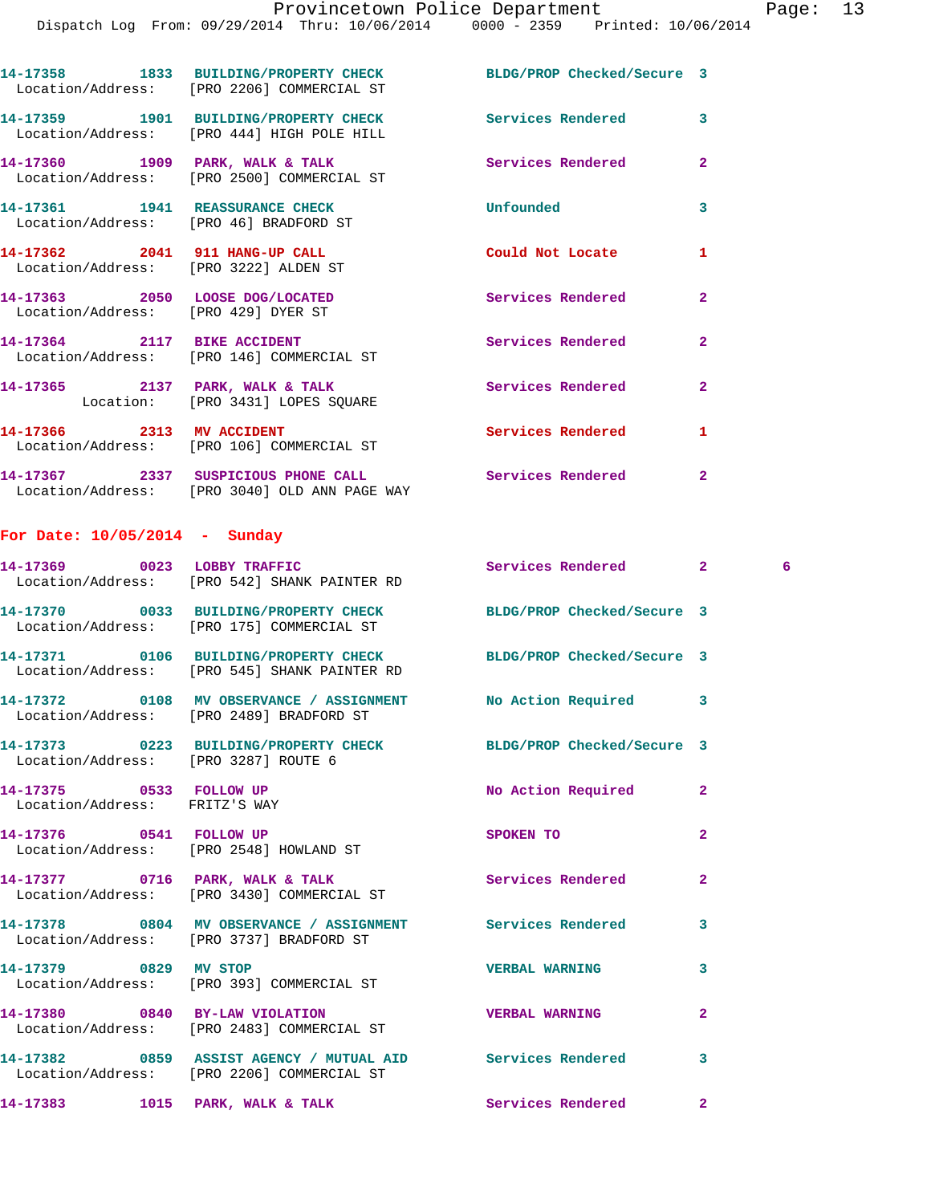14-17358 1833 BUILDING/PROPERTY CHECK BLDG/PROP Checked/Secure 3
Location/Address: [PRO 2206] COMMERCIAL ST

14-17359 1901 BUILDING/PROPERTY CHECK Services Rendered 3
Location/Address: [PRO 444] HIGH POLE HILL

14-17360 1909 PARK, WALK & TALK Services Rendered 2
Location/Address: [PRO 2500] COMMERCIAL ST

14-17361 1941 REASSURANCE CHECK Unfounded 3
Location/Address: [PRO 46] BRADFORD ST

14-17362 2041 911 HANG-UP CALL Could Not Locate 1
Location/Address: [PRO 3222] ALDEN ST

14-17363 2050 LOOSE DOG/LOCATED Services Rendered 2
Location/Address: [PRO 429] DYER ST

14-17364 2117 BIKE ACCIDENT Services Rendered 2
Location/Address: [PRO 146] COMMERCIAL ST

14-17365 2137 PARK, WALK & TALK Services Rendered 2
Location: [PRO 3431] LOPES SQUARE

14-17366 2313 MV ACCIDENT Services Rendered 1
Location/Address: [PRO 106] COMMERCIAL ST

14-17367 2337 SUSPICIOUS PHONE CALL Services Rendered 2
Location/Address: [PRO 3040] OLD ANN PAGE WAY

**For Date: 10/05/2014 - Sunday**

14-17369 0023 LOBBY TRAFFIC Services Rendered 2 6
Location/Address: [PRO 542] SHANK PAINTER RD

14-17370 0033 BUILDING/PROPERTY CHECK BLDG/PROP Checked/Secure 3
Location/Address: [PRO 175] COMMERCIAL ST

14-17371 0106 BUILDING/PROPERTY CHECK BLDG/PROP Checked/Secure 3
Location/Address: [PRO 545] SHANK PAINTER RD

14-17372 0108 MV OBSERVANCE / ASSIGNMENT No Action Required 3
Location/Address: [PRO 2489] BRADFORD ST

14-17373 0223 BUILDING/PROPERTY CHECK BLDG/PROP Checked/Secure 3
Location/Address: [PRO 3287] ROUTE 6

14-17375 0533 FOLLOW UP No Action Required 2
Location/Address: FRITZ'S WAY

14-17376 0541 FOLLOW UP SPOKEN TO 2
Location/Address: [PRO 2548] HOWLAND ST

14-17377 0716 PARK, WALK & TALK Services Rendered 2
Location/Address: [PRO 3430] COMMERCIAL ST

14-17378 0804 MV OBSERVANCE / ASSIGNMENT Services Rendered 3
Location/Address: [PRO 3737] BRADFORD ST

14-17379 0829 MV STOP VERBAL WARNING 3
Location/Address: [PRO 393] COMMERCIAL ST

14-17380 0840 BY-LAW VIOLATION VERBAL WARNING 2
Location/Address: [PRO 2483] COMMERCIAL ST

14-17382 0859 ASSIST AGENCY / MUTUAL AID Services Rendered 3
Location/Address: [PRO 2206] COMMERCIAL ST

14-17383 1015 PARK, WALK & TALK Services Rendered 2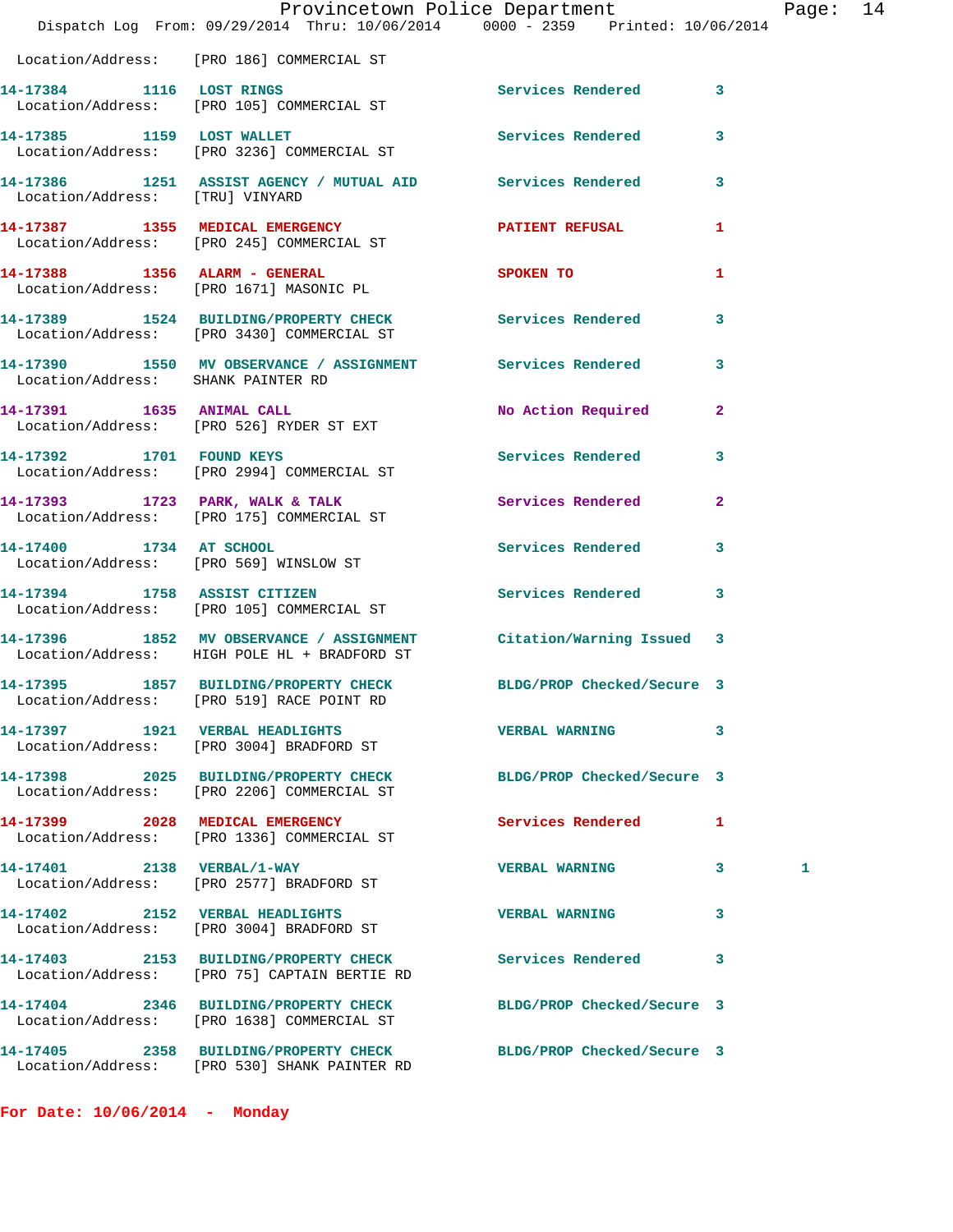Location/Address: [PRO 186] COMMERCIAL ST

14-17384 1116 LOST RINGS Services Rendered 3
Location/Address: [PRO 105] COMMERCIAL ST

14-17385 1159 LOST WALLET Services Rendered 3
Location/Address: [PRO 3236] COMMERCIAL ST

14-17386 1251 ASSIST AGENCY / MUTUAL AID Services Rendered 3
Location/Address: [TRU] VINYARD

14-17387 1355 MEDICAL EMERGENCY PATIENT REFUSAL 1
Location/Address: [PRO 245] COMMERCIAL ST

14-17388 1356 ALARM - GENERAL SPOKEN TO 1
Location/Address: [PRO 1671] MASONIC PL

14-17389 1524 BUILDING/PROPERTY CHECK Services Rendered 3
Location/Address: [PRO 3430] COMMERCIAL ST

14-17390 1550 MV OBSERVANCE / ASSIGNMENT Services Rendered 3
Location/Address: SHANK PAINTER RD

14-17391 1635 ANIMAL CALL No Action Required 2
Location/Address: [PRO 526] RYDER ST EXT

14-17392 1701 FOUND KEYS Services Rendered 3
Location/Address: [PRO 2994] COMMERCIAL ST

14-17393 1723 PARK, WALK & TALK Services Rendered 2
Location/Address: [PRO 175] COMMERCIAL ST

14-17400 1734 AT SCHOOL Services Rendered 3
Location/Address: [PRO 569] WINSLOW ST

14-17394 1758 ASSIST CITIZEN Services Rendered 3
Location/Address: [PRO 105] COMMERCIAL ST

14-17396 1852 MV OBSERVANCE / ASSIGNMENT Citation/Warning Issued 3
Location/Address: HIGH POLE HL + BRADFORD ST

14-17395 1857 BUILDING/PROPERTY CHECK BLDG/PROP Checked/Secure 3
Location/Address: [PRO 519] RACE POINT RD

14-17397 1921 VERBAL HEADLIGHTS VERBAL WARNING 3
Location/Address: [PRO 3004] BRADFORD ST

14-17398 2025 BUILDING/PROPERTY CHECK BLDG/PROP Checked/Secure 3
Location/Address: [PRO 2206] COMMERCIAL ST

14-17399 2028 MEDICAL EMERGENCY Services Rendered 1
Location/Address: [PRO 1336] COMMERCIAL ST

14-17401 2138 VERBAL/1-WAY VERBAL WARNING 3 1
Location/Address: [PRO 2577] BRADFORD ST

14-17402 2152 VERBAL HEADLIGHTS VERBAL WARNING 3
Location/Address: [PRO 3004] BRADFORD ST

14-17403 2153 BUILDING/PROPERTY CHECK Services Rendered 3
Location/Address: [PRO 75] CAPTAIN BERTIE RD

14-17404 2346 BUILDING/PROPERTY CHECK BLDG/PROP Checked/Secure 3
Location/Address: [PRO 1638] COMMERCIAL ST

14-17405 2358 BUILDING/PROPERTY CHECK BLDG/PROP Checked/Secure 3
Location/Address: [PRO 530] SHANK PAINTER RD

**For Date: 10/06/2014 - Monday**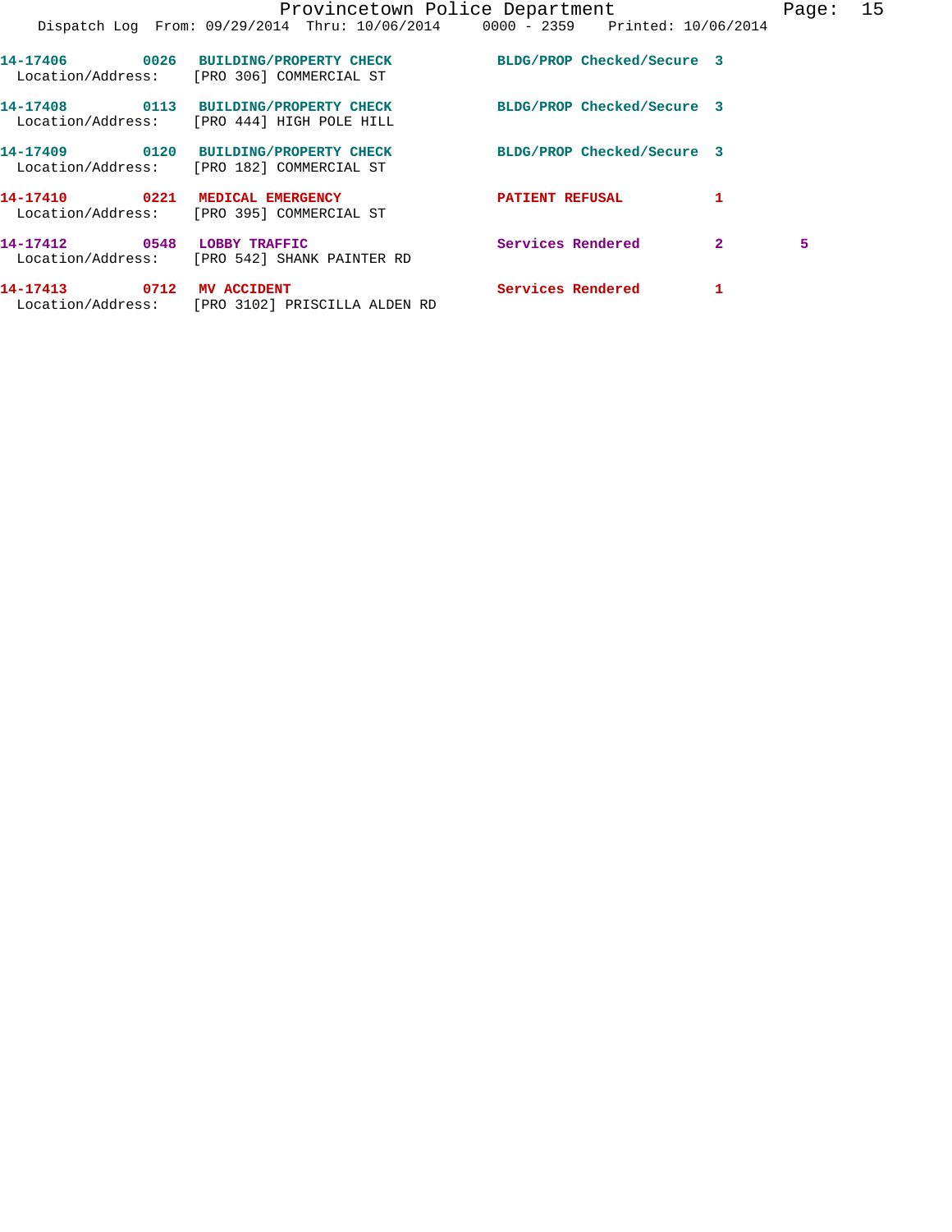14-17406 0026 BUILDING/PROPERTY CHECK BLDG/PROP Checked/Secure 3
Location/Address: [PRO 306] COMMERCIAL ST

14-17408 0113 BUILDING/PROPERTY CHECK BLDG/PROP Checked/Secure 3
Location/Address: [PRO 444] HIGH POLE HILL

14-17409 0120 BUILDING/PROPERTY CHECK BLDG/PROP Checked/Secure 3
Location/Address: [PRO 182] COMMERCIAL ST

14-17410 0221 MEDICAL EMERGENCY PATIENT REFUSAL 1
Location/Address: [PRO 395] COMMERCIAL ST

14-17412 0548 LOBBY TRAFFIC Services Rendered 2 5
Location/Address: [PRO 542] SHANK PAINTER RD

14-17413 0712 MV ACCIDENT Services Rendered 1
Location/Address: [PRO 3102] PRISCILLA ALDEN RD